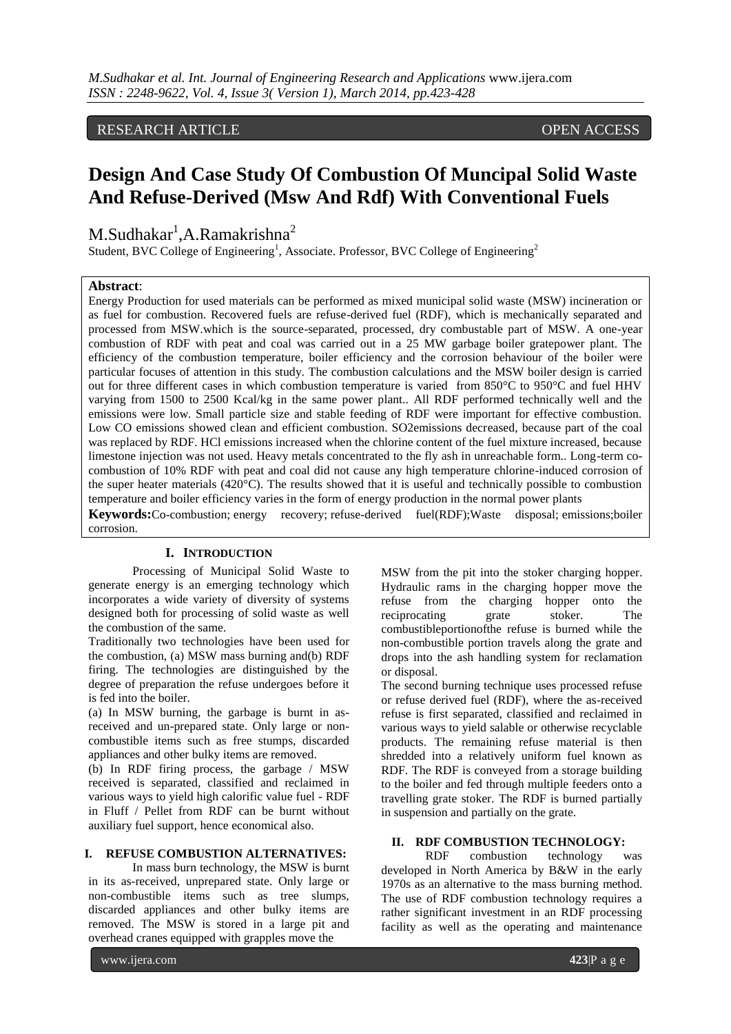RESEARCH ARTICLE OPEN ACCESS

# Design And Case Study Of Combustion Of Muncipal Solid Waste And Refuse-Derived (Msw And Rdf) With Conventional Fuels

M.Sudhakar[1],A.Ramakrishna[2]

Student, BVC College of Engineering[1], Associate. Professor, BVC College of Engineering[2]

**Abstract**:
Energy Production for used materials can be performed as mixed municipal solid waste (MSW) incineration or as fuel for combustion. Recovered fuels are refuse-derived fuel (RDF), which is mechanically separated and processed from MSW.which is the source-separated, processed, dry combustable part of MSW. A one-year combustion of RDF with peat and coal was carried out in a 25 MW garbage boiler gratepower plant. The efficiency of the combustion temperature, boiler efficiency and the corrosion behaviour of the boiler were particular focuses of attention in this study. The combustion calculations and the MSW boiler design is carried out for three different cases in which combustion temperature is varied from 850°C to 950°C and fuel HHV varying from 1500 to 2500 Kcal/kg in the same power plant.. All RDF performed technically well and the emissions were low. Small particle size and stable feeding of RDF were important for effective combustion. Low CO emissions showed clean and efficient combustion. SO2emissions decreased, because part of the coal was replaced by RDF. HCl emissions increased when the chlorine content of the fuel mixture increased, because limestone injection was not used. Heavy metals concentrated to the fly ash in unreachable form.. Long-term co-combustion of 10% RDF with peat and coal did not cause any high temperature chlorine-induced corrosion of the super heater materials (420°C). The results showed that it is useful and technically possible to combustion temperature and boiler efficiency varies in the form of energy production in the normal power plants

**Keywords:**Co-combustion; energy recovery; refuse-derived fuel(RDF);Waste disposal; emissions;boiler corrosion.

## I. INTRODUCTION

Processing of Municipal Solid Waste to generate energy is an emerging technology which incorporates a wide variety of diversity of systems designed both for processing of solid waste as well the combustion of the same.

Traditionally two technologies have been used for the combustion, (a) MSW mass burning and(b) RDF firing. The technologies are distinguished by the degree of preparation the refuse undergoes before it is fed into the boiler.

(a) In MSW burning, the garbage is burnt in as-received and un-prepared state. Only large or non-combustible items such as free stumps, discarded appliances and other bulky items are removed.

(b) In RDF firing process, the garbage / MSW received is separated, classified and reclaimed in various ways to yield high calorific value fuel - RDF in Fluff / Pellet from RDF can be burnt without auxiliary fuel support, hence economical also.

## I. REFUSE COMBUSTION ALTERNATIVES:

In mass burn technology, the MSW is burnt in its as-received, unprepared state. Only large or non-combustible items such as tree slumps, discarded appliances and other bulky items are removed. The MSW is stored in a large pit and overhead cranes equipped with grapples move the MSW from the pit into the stoker charging hopper. Hydraulic rams in the charging hopper move the refuse from the charging hopper onto the reciprocating grate stoker. The combustibleportionofthe refuse is burned while the non-combustible portion travels along the grate and drops into the ash handling system for reclamation or disposal.

The second burning technique uses processed refuse or refuse derived fuel (RDF), where the as-received refuse is first separated, classified and reclaimed in various ways to yield salable or otherwise recyclable products. The remaining refuse material is then shredded into a relatively uniform fuel known as RDF. The RDF is conveyed from a storage building to the boiler and fed through multiple feeders onto a travelling grate stoker. The RDF is burned partially in suspension and partially on the grate.

## II. RDF COMBUSTION TECHNOLOGY:

RDF combustion technology was developed in North America by B&W in the early 1970s as an alternative to the mass burning method. The use of RDF combustion technology requires a rather significant investment in an RDF processing facility as well as the operating and maintenance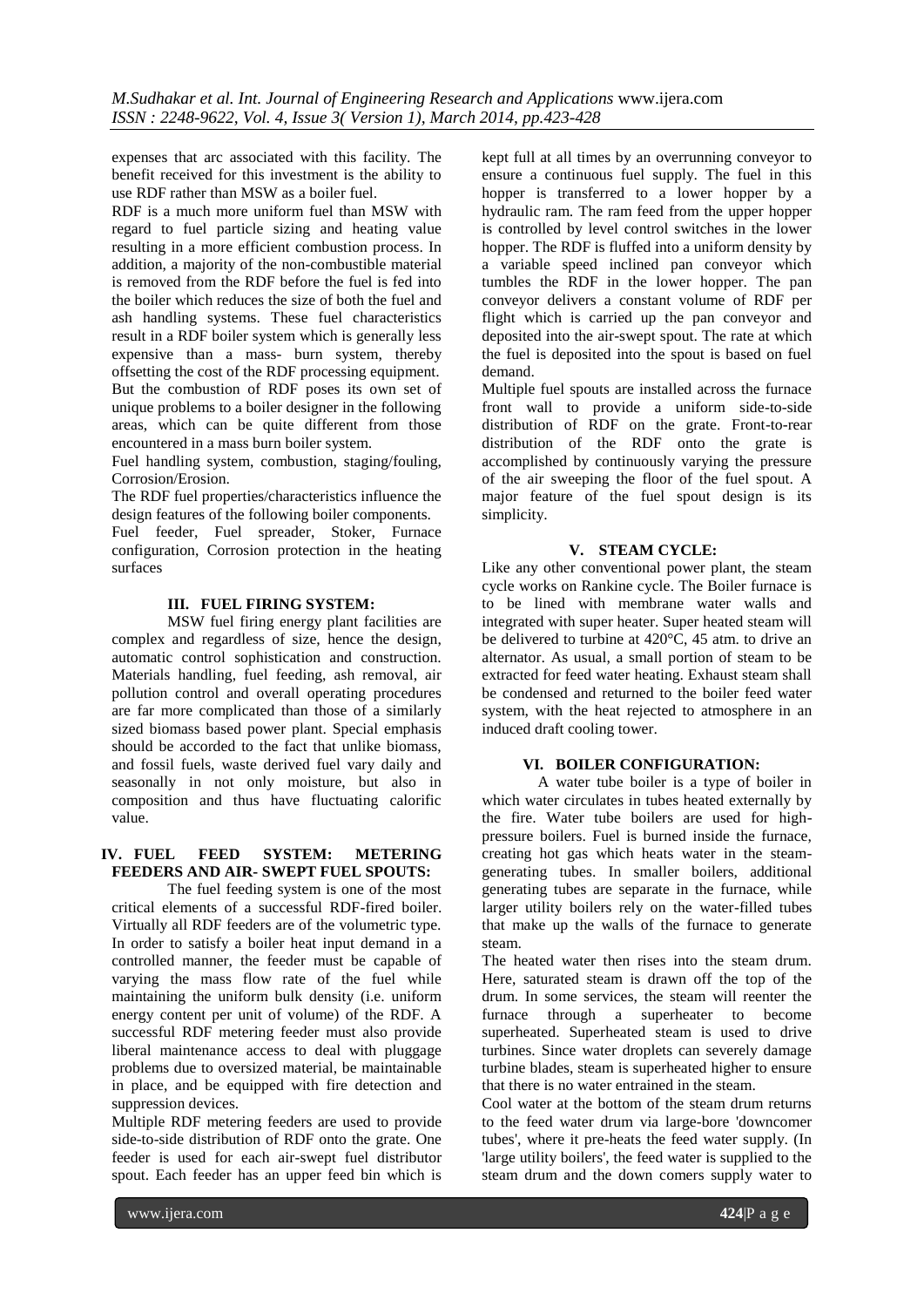expenses that arc associated with this facility. The benefit received for this investment is the ability to use RDF rather than MSW as a boiler fuel.

RDF is a much more uniform fuel than MSW with regard to fuel particle sizing and heating value resulting in a more efficient combustion process. In addition, a majority of the non-combustible material is removed from the RDF before the fuel is fed into the boiler which reduces the size of both the fuel and ash handling systems. These fuel characteristics result in a RDF boiler system which is generally less expensive than a mass- burn system, thereby offsetting the cost of the RDF processing equipment. But the combustion of RDF poses its own set of unique problems to a boiler designer in the following areas, which can be quite different from those encountered in a mass burn boiler system.

Fuel handling system, combustion, staging/fouling, Corrosion/Erosion.

The RDF fuel properties/characteristics influence the design features of the following boiler components.

Fuel feeder, Fuel spreader, Stoker, Furnace configuration, Corrosion protection in the heating surfaces

## III. FUEL FIRING SYSTEM:

MSW fuel firing energy plant facilities are complex and regardless of size, hence the design, automatic control sophistication and construction. Materials handling, fuel feeding, ash removal, air pollution control and overall operating procedures are far more complicated than those of a similarly sized biomass based power plant. Special emphasis should be accorded to the fact that unlike biomass, and fossil fuels, waste derived fuel vary daily and seasonally in not only moisture, but also in composition and thus have fluctuating calorific value.

## IV. FUEL FEED SYSTEM: METERING FEEDERS AND AIR- SWEPT FUEL SPOUTS:

The fuel feeding system is one of the most critical elements of a successful RDF-fired boiler. Virtually all RDF feeders are of the volumetric type. In order to satisfy a boiler heat input demand in a controlled manner, the feeder must be capable of varying the mass flow rate of the fuel while maintaining the uniform bulk density (i.e. uniform energy content per unit of volume) of the RDF. A successful RDF metering feeder must also provide liberal maintenance access to deal with pluggage problems due to oversized material, be maintainable in place, and be equipped with fire detection and suppression devices.

Multiple RDF metering feeders are used to provide side-to-side distribution of RDF onto the grate. One feeder is used for each air-swept fuel distributor spout. Each feeder has an upper feed bin which is kept full at all times by an overrunning conveyor to ensure a continuous fuel supply. The fuel in this hopper is transferred to a lower hopper by a hydraulic ram. The ram feed from the upper hopper is controlled by level control switches in the lower hopper. The RDF is fluffed into a uniform density by a variable speed inclined pan conveyor which tumbles the RDF in the lower hopper. The pan conveyor delivers a constant volume of RDF per flight which is carried up the pan conveyor and deposited into the air-swept spout. The rate at which the fuel is deposited into the spout is based on fuel demand.

Multiple fuel spouts are installed across the furnace front wall to provide a uniform side-to-side distribution of RDF on the grate. Front-to-rear distribution of the RDF onto the grate is accomplished by continuously varying the pressure of the air sweeping the floor of the fuel spout. A major feature of the fuel spout design is its simplicity.

## V. STEAM CYCLE:

Like any other conventional power plant, the steam cycle works on Rankine cycle. The Boiler furnace is to be lined with membrane water walls and integrated with super heater. Super heated steam will be delivered to turbine at 420°C, 45 atm. to drive an alternator. As usual, a small portion of steam to be extracted for feed water heating. Exhaust steam shall be condensed and returned to the boiler feed water system, with the heat rejected to atmosphere in an induced draft cooling tower.

## VI. BOILER CONFIGURATION:

A water tube boiler is a type of boiler in which water circulates in tubes heated externally by the fire. Water tube boilers are used for high-pressure boilers. Fuel is burned inside the furnace, creating hot gas which heats water in the steam-generating tubes. In smaller boilers, additional generating tubes are separate in the furnace, while larger utility boilers rely on the water-filled tubes that make up the walls of the furnace to generate steam.

The heated water then rises into the steam drum. Here, saturated steam is drawn off the top of the drum. In some services, the steam will reenter the furnace through a superheater to become superheated. Superheated steam is used to drive turbines. Since water droplets can severely damage turbine blades, steam is superheated higher to ensure that there is no water entrained in the steam.

Cool water at the bottom of the steam drum returns to the feed water drum via large-bore 'downcomer tubes', where it pre-heats the feed water supply. (In 'large utility boilers', the feed water is supplied to the steam drum and the down comers supply water to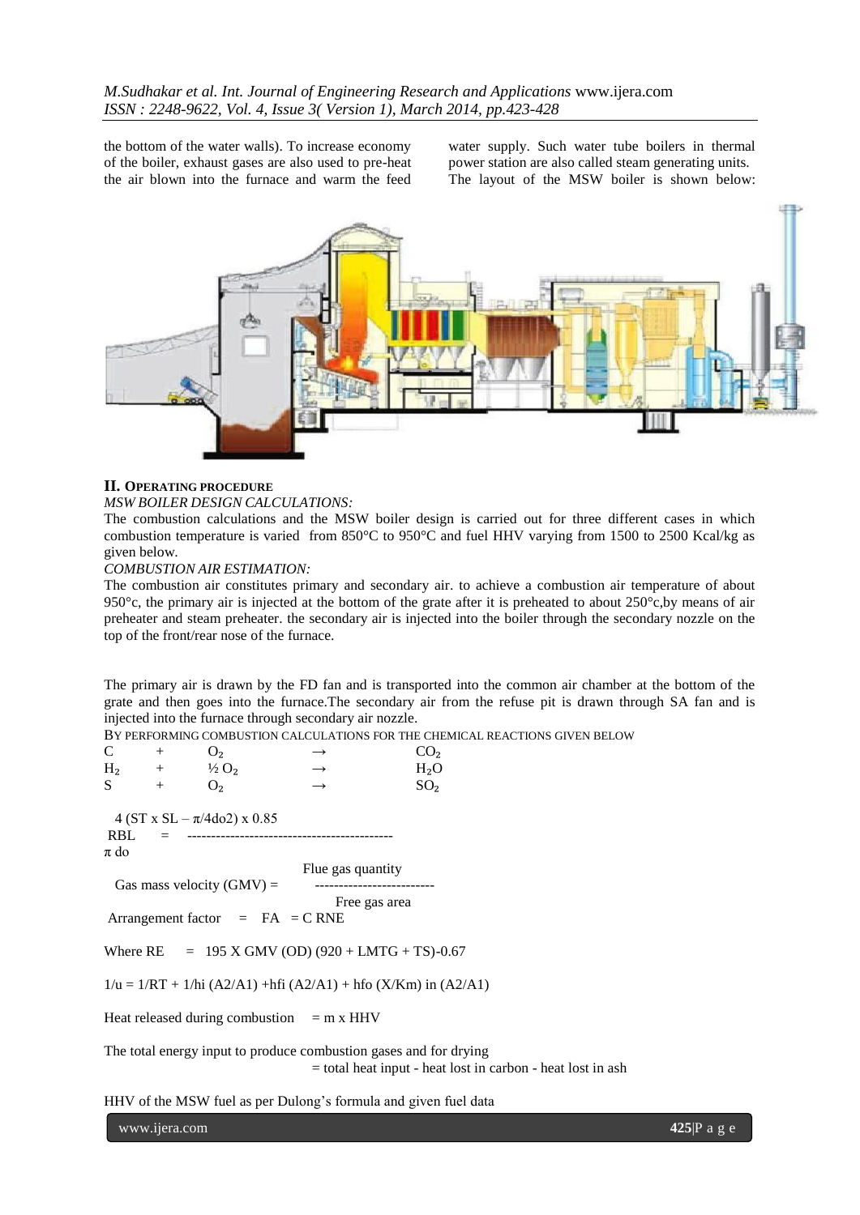the bottom of the water walls). To increase economy of the boiler, exhaust gases are also used to pre-heat the air blown into the furnace and warm the feed water supply. Such water tube boilers in thermal power station are also called steam generating units. The layout of the MSW boiler is shown below:

## II. OPERATING PROCEDURE

*MSW BOILER DESIGN CALCULATIONS:*

The combustion calculations and the MSW boiler design is carried out for three different cases in which combustion temperature is varied from 850°C to 950°C and fuel HHV varying from 1500 to 2500 Kcal/kg as given below.

*COMBUSTION AIR ESTIMATION:*

The combustion air constitutes primary and secondary air. to achieve a combustion air temperature of about 950°c, the primary air is injected at the bottom of the grate after it is preheated to about 250°c,by means of air preheater and steam preheater. the secondary air is injected into the boiler through the secondary nozzle on the top of the front/rear nose of the furnace.

The primary air is drawn by the FD fan and is transported into the common air chamber at the bottom of the grate and then goes into the furnace.The secondary air from the refuse pit is drawn through SA fan and is injected into the furnace through secondary air nozzle.

BY PERFORMING COMBUSTION CALCULATIONS FOR THE CHEMICAL REACTIONS GIVEN BELOW

$$C + O_2 \rightarrow CO_2$$

$$H_2 + \tfrac{1}{2} O_2 \rightarrow H_2O$$

$$S + O_2 \rightarrow SO_2$$

$$RBL = \frac{4 (ST \times SL - \pi/4do2) \times 0.85}{\pi\, do}$$

$$\text{Gas mass velocity (GMV)} = \frac{\text{Flue gas quantity}}{\text{Free gas area}}$$

$$\text{Arrangement factor} = FA = C\, RNE$$

$$\text{Where } RE = 195 \times GMV\,(OD)\,(920 + LMTG + TS)\text{-}0.67$$

$$1/u = 1/RT + 1/hi\,(A2/A1) + hfi\,(A2/A1) + hfo\,(X/Km) \text{ in } (A2/A1)$$

$$\text{Heat released during combustion} = m \times HHV$$

The total energy input to produce combustion gases and for drying

= total heat input - heat lost in carbon - heat lost in ash

HHV of the MSW fuel as per Dulong's formula and given fuel data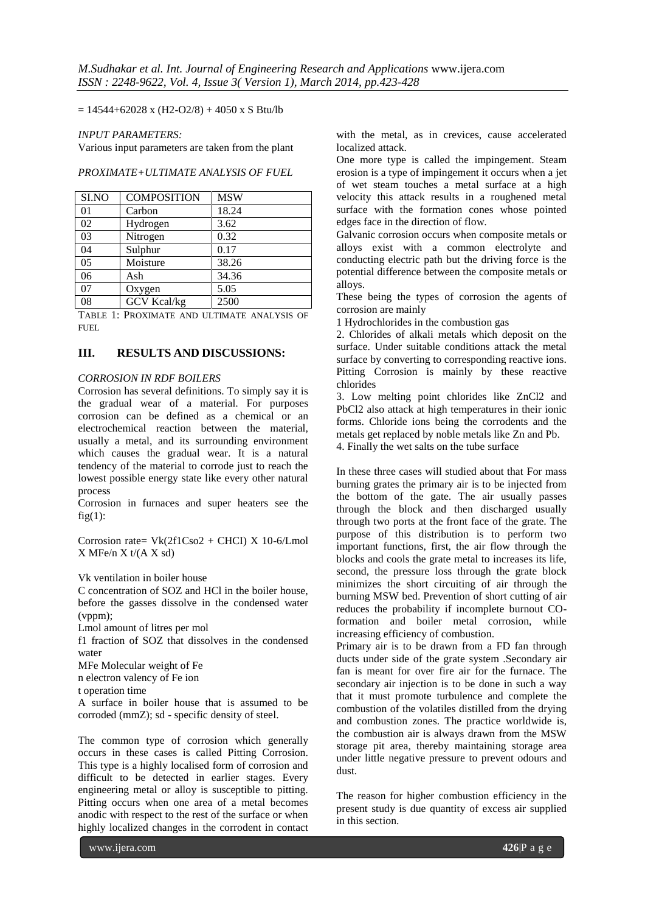$= 14544+62028 \times (H2-O2/8) + 4050 \times S$ Btu/lb

*INPUT PARAMETERS:*

Various input parameters are taken from the plant

*PROXIMATE+ULTIMATE ANALYSIS OF FUEL*

| SI.NO | COMPOSITION | MSW |
|---|---|---|
| 01 | Carbon | 18.24 |
| 02 | Hydrogen | 3.62 |
| 03 | Nitrogen | 0.32 |
| 04 | Sulphur | 0.17 |
| 05 | Moisture | 38.26 |
| 06 | Ash | 34.36 |
| 07 | Oxygen | 5.05 |
| 08 | GCV Kcal/kg | 2500 |

TABLE 1: PROXIMATE AND ULTIMATE ANALYSIS OF FUEL

## III. RESULTS AND DISCUSSIONS:

*CORROSION IN RDF BOILERS*

Corrosion has several definitions. To simply say it is the gradual wear of a material. For purposes corrosion can be defined as a chemical or an electrochemical reaction between the material, usually a metal, and its surrounding environment which causes the gradual wear. It is a natural tendency of the material to corrode just to reach the lowest possible energy state like every other natural process

Corrosion in furnaces and super heaters see the fig(1):

Corrosion rate= Vk(2f1Cso2 + CHCI) X 10-6/Lmol X MFe/n X t/(A X sd)

Vk ventilation in boiler house

C concentration of SOZ and HCl in the boiler house, before the gasses dissolve in the condensed water (vppm);

Lmol amount of litres per mol

f1 fraction of SOZ that dissolves in the condensed water

MFe Molecular weight of Fe

n electron valency of Fe ion

t operation time

A surface in boiler house that is assumed to be corroded (mmZ); sd - specific density of steel.

The common type of corrosion which generally occurs in these cases is called Pitting Corrosion. This type is a highly localised form of corrosion and difficult to be detected in earlier stages. Every engineering metal or alloy is susceptible to pitting. Pitting occurs when one area of a metal becomes anodic with respect to the rest of the surface or when highly localized changes in the corrodent in contact with the metal, as in crevices, cause accelerated localized attack.

One more type is called the impingement. Steam erosion is a type of impingement it occurs when a jet of wet steam touches a metal surface at a high velocity this attack results in a roughened metal surface with the formation cones whose pointed edges face in the direction of flow.

Galvanic corrosion occurs when composite metals or alloys exist with a common electrolyte and conducting electric path but the driving force is the potential difference between the composite metals or alloys.

These being the types of corrosion the agents of corrosion are mainly

1 Hydrochlorides in the combustion gas

2. Chlorides of alkali metals which deposit on the surface. Under suitable conditions attack the metal surface by converting to corresponding reactive ions. Pitting Corrosion is mainly by these reactive chlorides

3. Low melting point chlorides like $ZnCl_2$ and $PbCl_2$ also attack at high temperatures in their ionic forms. Chloride ions being the corrodents and the metals get replaced by noble metals like Zn and Pb.

4. Finally the wet salts on the tube surface

In these three cases will studied about that For mass burning grates the primary air is to be injected from the bottom of the gate. The air usually passes through the block and then discharged usually through two ports at the front face of the grate. The purpose of this distribution is to perform two important functions, first, the air flow through the blocks and cools the grate metal to increases its life, second, the pressure loss through the grate block minimizes the short circuiting of air through the burning MSW bed. Prevention of short cutting of air reduces the probability if incomplete burnout CO-formation and boiler metal corrosion, while increasing efficiency of combustion.

Primary air is to be drawn from a FD fan through ducts under side of the grate system .Secondary air fan is meant for over fire air for the furnace. The secondary air injection is to be done in such a way that it must promote turbulence and complete the combustion of the volatiles distilled from the drying and combustion zones. The practice worldwide is, the combustion air is always drawn from the MSW storage pit area, thereby maintaining storage area under little negative pressure to prevent odours and dust.

The reason for higher combustion efficiency in the present study is due quantity of excess air supplied in this section.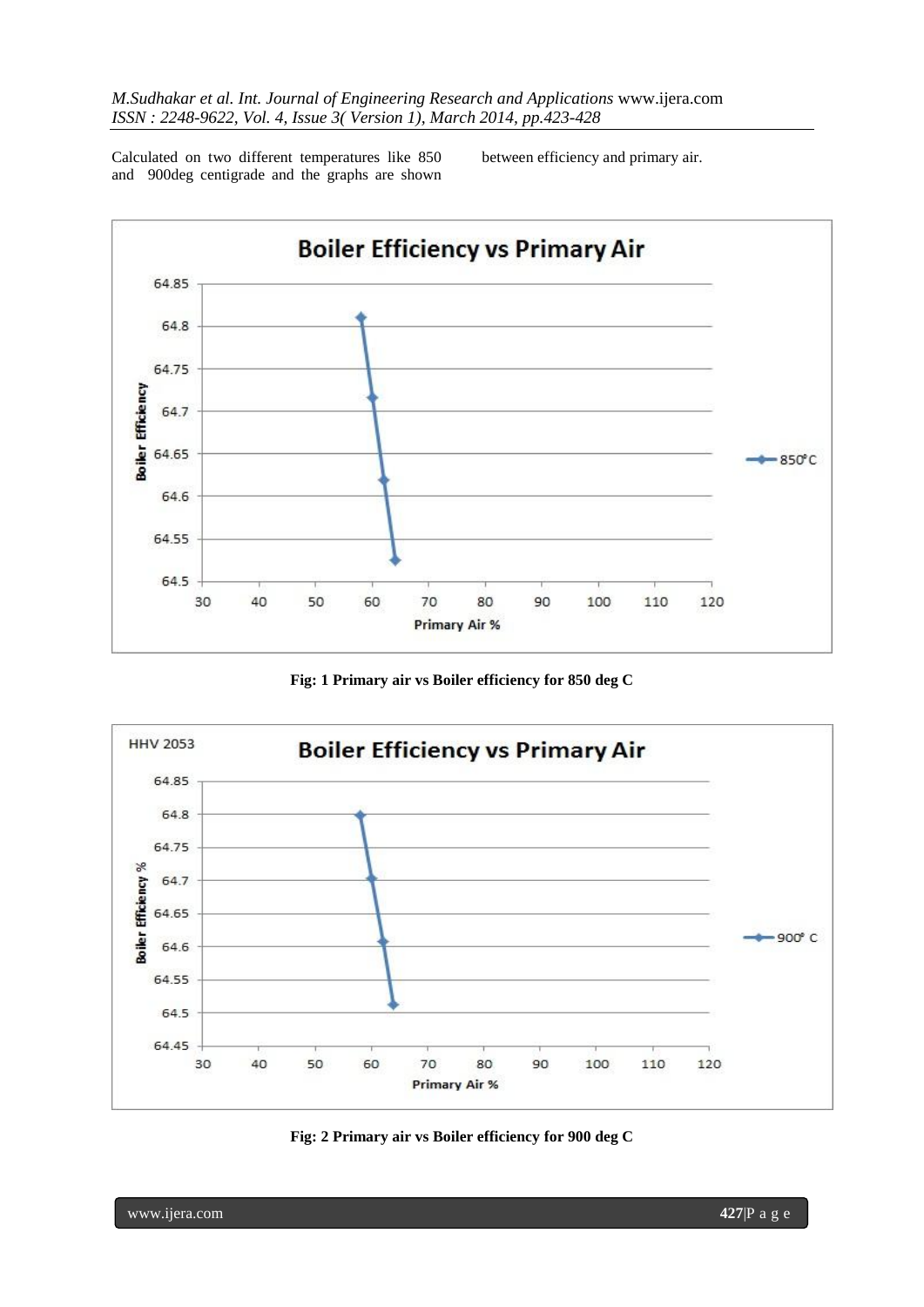Calculated on two different temperatures like 850 and 900deg centigrade and the graphs are shown between efficiency and primary air.

**Fig: 1 Primary air vs Boiler efficiency for 850 deg C**

**Fig: 2 Primary air vs Boiler efficiency for 900 deg C**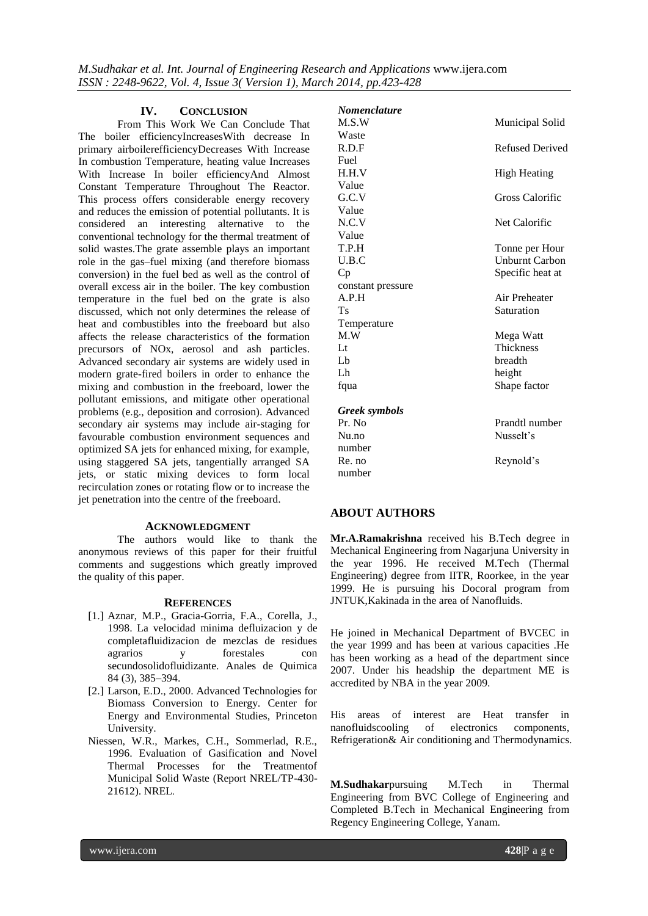## IV. CONCLUSION

From This Work We Can Conclude That The boiler efficiencyIncreasesWith decrease In primary airboilerefficiencyDecreases With Increase In combustion Temperature, heating value Increases With Increase In boiler efficiencyAnd Almost Constant Temperature Throughout The Reactor. This process offers considerable energy recovery and reduces the emission of potential pollutants. It is considered an interesting alternative to the conventional technology for the thermal treatment of solid wastes.The grate assemble plays an important role in the gas–fuel mixing (and therefore biomass conversion) in the fuel bed as well as the control of overall excess air in the boiler. The key combustion temperature in the fuel bed on the grate is also discussed, which not only determines the release of heat and combustibles into the freeboard but also affects the release characteristics of the formation precursors of NOx, aerosol and ash particles. Advanced secondary air systems are widely used in modern grate-fired boilers in order to enhance the mixing and combustion in the freeboard, lower the pollutant emissions, and mitigate other operational problems (e.g., deposition and corrosion). Advanced secondary air systems may include air-staging for favourable combustion environment sequences and optimized SA jets for enhanced mixing, for example, using staggered SA jets, tangentially arranged SA jets, or static mixing devices to form local recirculation zones or rotating flow or to increase the jet penetration into the centre of the freeboard.

### ACKNOWLEDGMENT

The authors would like to thank the anonymous reviews of this paper for their fruitful comments and suggestions which greatly improved the quality of this paper.

### REFERENCES

[1.] Aznar, M.P., Gracia-Gorria, F.A., Corella, J., 1998. La velocidad minima defluizacion y de completafluidizacion de mezclas de residues agrarios y forestales con secundosolidofluidizante. Anales de Quimica 84 (3), 385–394.

[2.] Larson, E.D., 2000. Advanced Technologies for Biomass Conversion to Energy. Center for Energy and Environmental Studies, Princeton University.

Niessen, W.R., Markes, C.H., Sommerlad, R.E., 1996. Evaluation of Gasification and Novel Thermal Processes for the Treatmentof Municipal Solid Waste (Report NREL/TP-430-21612). NREL.

***Nomenclature***

| | |
|---|---|
| M.S.W | Municipal Solid Waste |
| R.D.F | Refused Derived Fuel |
| H.H.V | High Heating Value |
| G.C.V | Gross Calorific Value |
| N.C.V | Net Calorific Value |
| T.P.H | Tonne per Hour |
| U.B.C | Unburnt Carbon |
| Cp | Specific heat at constant pressure |
| A.P.H | Air Preheater |
| Ts | Saturation Temperature |
| M.W | Mega Watt |
| Lt | Thickness |
| Lb | breadth |
| Lh | height |
| fqua | Shape factor |

***Greek symbols***

| | |
|---|---|
| Pr. No | Prandtl number |
| Nu.no | Nusselt's number |
| Re. no | Reynold's number |

## ABOUT AUTHORS

**Mr.A.Ramakrishna** received his B.Tech degree in Mechanical Engineering from Nagarjuna University in the year 1996. He received M.Tech (Thermal Engineering) degree from IITR, Roorkee, in the year 1999. He is pursuing his Docoral program from JNTUK,Kakinada in the area of Nanofluids.

He joined in Mechanical Department of BVCEC in the year 1999 and has been at various capacities .He has been working as a head of the department since 2007. Under his headship the department ME is accredited by NBA in the year 2009.

His areas of interest are Heat transfer in nanofluidscooling of electronics components, Refrigeration& Air conditioning and Thermodynamics.

**M.Sudhakar**pursuing M.Tech in Thermal Engineering from BVC College of Engineering and Completed B.Tech in Mechanical Engineering from Regency Engineering College, Yanam.